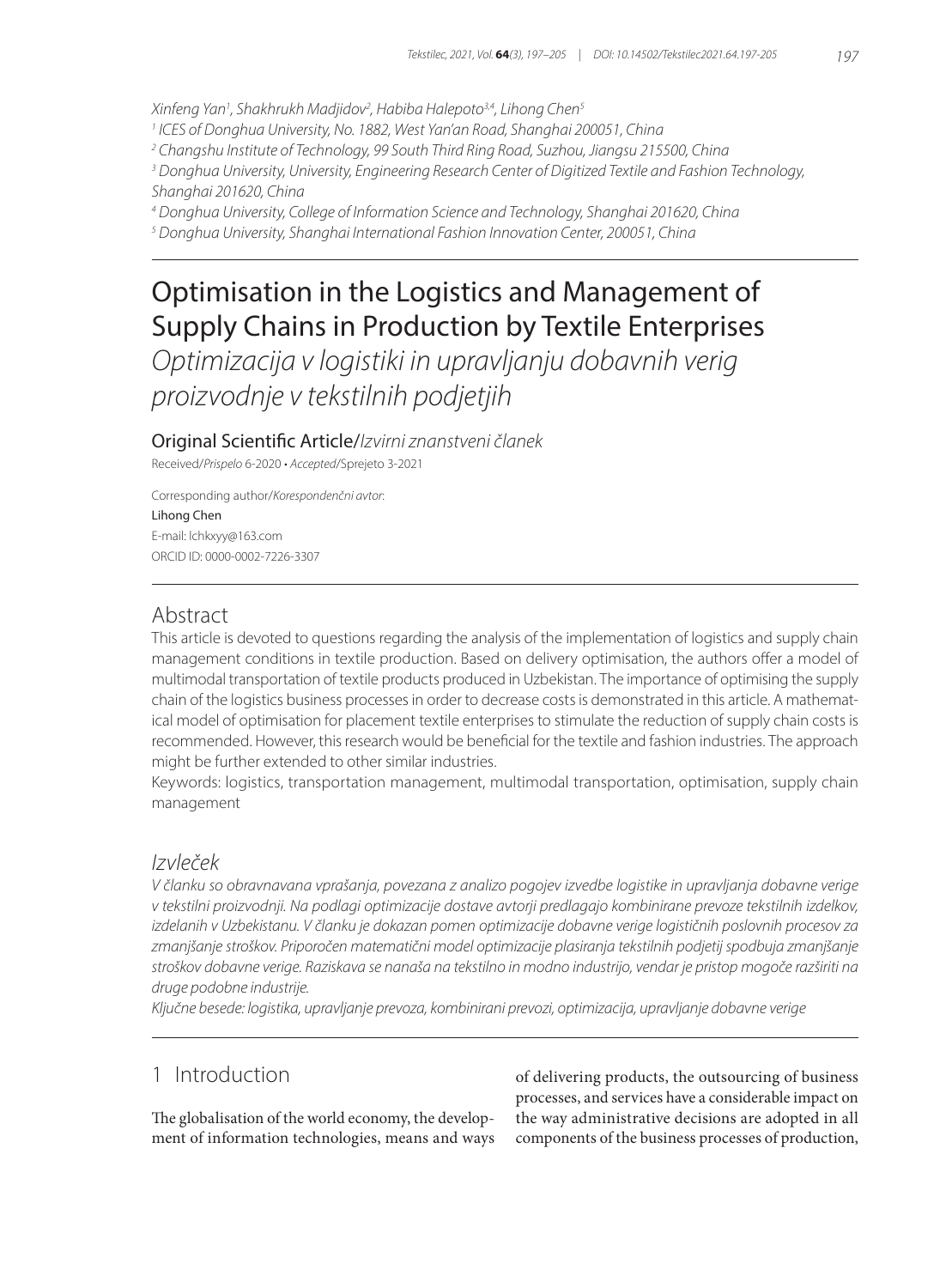Xinfeng Yan[1], Shakhrukh Madjidov[2], Habiba Halepoto[3,4], Lihong Chen[5]

[1] ICES of Donghua University, No. 1882, West Yan'an Road, Shanghai 200051, China
[2] Changshu Institute of Technology, 99 South Third Ring Road, Suzhou, Jiangsu 215500, China
[3] Donghua University, University, Engineering Research Center of Digitized Textile and Fashion Technology, Shanghai 201620, China
[4] Donghua University, College of Information Science and Technology, Shanghai 201620, China
[5] Donghua University, Shanghai International Fashion Innovation Center, 200051, China

# Optimisation in the Logistics and Management of Supply Chains in Production by Textile Enterprises

*Optimizacija v logistiki in upravljanju dobavnih verig proizvodnje v tekstilnih podjetjih*

Original Scientific Article/*Izvirni znanstveni članek*

Received/*Prispelo* 6-2020 • *Accepted*/Sprejeto 3-2021

Corresponding author/*Korespondenčni avtor*:
Lihong Chen
E-mail: lchkxyy@163.com
ORCID ID: 0000-0002-7226-3307

## Abstract

This article is devoted to questions regarding the analysis of the implementation of logistics and supply chain management conditions in textile production. Based on delivery optimisation, the authors offer a model of multimodal transportation of textile products produced in Uzbekistan. The importance of optimising the supply chain of the logistics business processes in order to decrease costs is demonstrated in this article. A mathematical model of optimisation for placement textile enterprises to stimulate the reduction of supply chain costs is recommended. However, this research would be beneficial for the textile and fashion industries. The approach might be further extended to other similar industries.

Keywords: logistics, transportation management, multimodal transportation, optimisation, supply chain management

## *Izvleček*

*V članku so obravnavana vprašanja, povezana z analizo pogojev izvedbe logistike in upravljanja dobavne verige v tekstilni proizvodnji. Na podlagi optimizacije dostave avtorji predlagajo kombinirane prevoze tekstilnih izdelkov, izdelanih v Uzbekistanu. V članku je dokazan pomen optimizacije dobavne verige logističnih poslovnih procesov za zmanjšanje stroškov. Priporočen matematični model optimizacije plasiranja tekstilnih podjetij spodbuja zmanjšanje stroškov dobavne verige. Raziskava se nanaša na tekstilno in modno industrijo, vendar je pristop mogoče razširiti na druge podobne industrije.*

*Ključne besede: logistika, upravljanje prevoza, kombinirani prevozi, optimizacija, upravljanje dobavne verige*

## 1 Introduction

The globalisation of the world economy, the development of information technologies, means and ways of delivering products, the outsourcing of business processes, and services have a considerable impact on the way administrative decisions are adopted in all components of the business processes of production,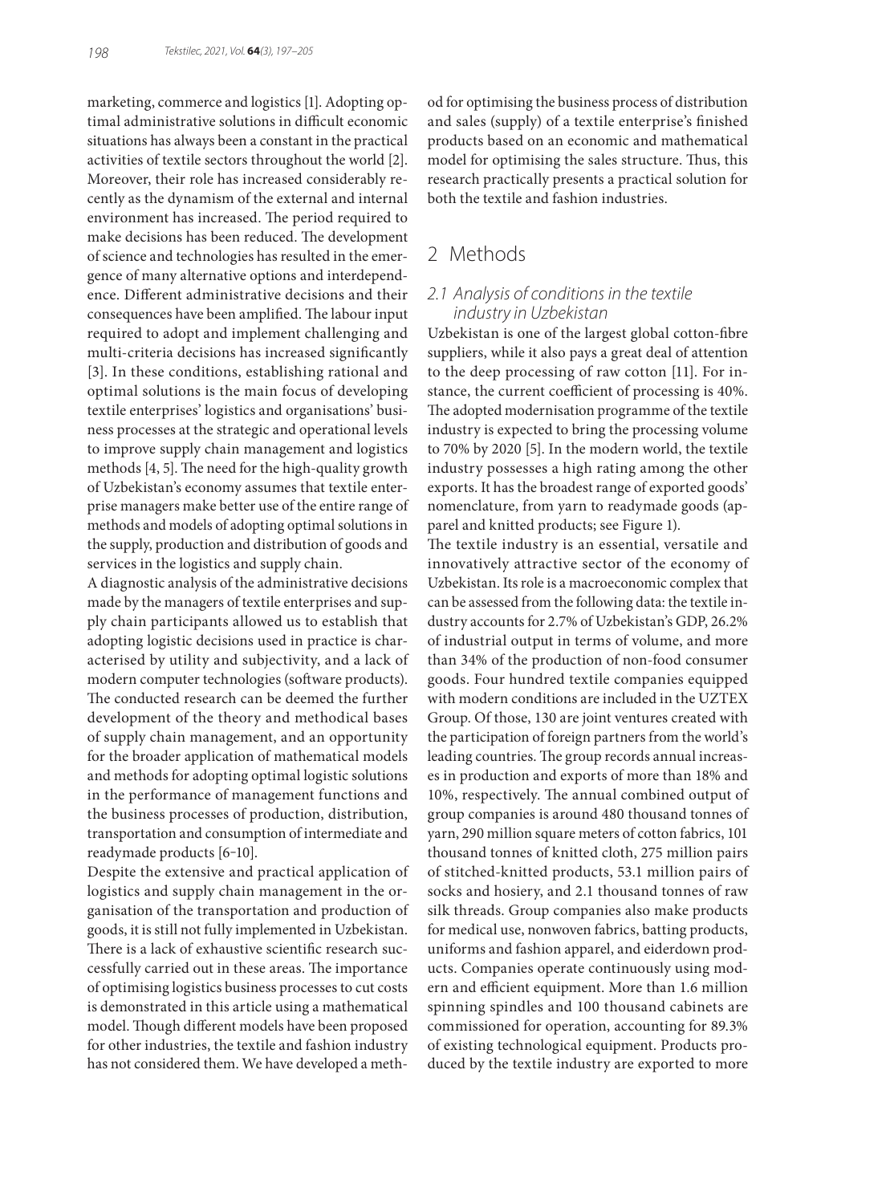marketing, commerce and logistics [1]. Adopting optimal administrative solutions in difficult economic situations has always been a constant in the practical activities of textile sectors throughout the world [2]. Moreover, their role has increased considerably recently as the dynamism of the external and internal environment has increased. The period required to make decisions has been reduced. The development of science and technologies has resulted in the emergence of many alternative options and interdependence. Different administrative decisions and their consequences have been amplified. The labour input required to adopt and implement challenging and multi-criteria decisions has increased significantly [3]. In these conditions, establishing rational and optimal solutions is the main focus of developing textile enterprises' logistics and organisations' business processes at the strategic and operational levels to improve supply chain management and logistics methods [4, 5]. The need for the high-quality growth of Uzbekistan's economy assumes that textile enterprise managers make better use of the entire range of methods and models of adopting optimal solutions in the supply, production and distribution of goods and services in the logistics and supply chain.

A diagnostic analysis of the administrative decisions made by the managers of textile enterprises and supply chain participants allowed us to establish that adopting logistic decisions used in practice is characterised by utility and subjectivity, and a lack of modern computer technologies (software products). The conducted research can be deemed the further development of the theory and methodical bases of supply chain management, and an opportunity for the broader application of mathematical models and methods for adopting optimal logistic solutions in the performance of management functions and the business processes of production, distribution, transportation and consumption of intermediate and readymade products [6–10].

Despite the extensive and practical application of logistics and supply chain management in the organisation of the transportation and production of goods, it is still not fully implemented in Uzbekistan. There is a lack of exhaustive scientific research successfully carried out in these areas. The importance of optimising logistics business processes to cut costs is demonstrated in this article using a mathematical model. Though different models have been proposed for other industries, the textile and fashion industry has not considered them. We have developed a method for optimising the business process of distribution and sales (supply) of a textile enterprise's finished products based on an economic and mathematical model for optimising the sales structure. Thus, this research practically presents a practical solution for both the textile and fashion industries.

## 2 Methods

### *2.1 Analysis of conditions in the textile industry in Uzbekistan*

Uzbekistan is one of the largest global cotton-fibre suppliers, while it also pays a great deal of attention to the deep processing of raw cotton [11]. For instance, the current coefficient of processing is 40%. The adopted modernisation programme of the textile industry is expected to bring the processing volume to 70% by 2020 [5]. In the modern world, the textile industry possesses a high rating among the other exports. It has the broadest range of exported goods' nomenclature, from yarn to readymade goods (apparel and knitted products; see Figure 1).

The textile industry is an essential, versatile and innovatively attractive sector of the economy of Uzbekistan. Its role is a macroeconomic complex that can be assessed from the following data: the textile industry accounts for 2.7% of Uzbekistan's GDP, 26.2% of industrial output in terms of volume, and more than 34% of the production of non-food consumer goods. Four hundred textile companies equipped with modern conditions are included in the UZTEX Group. Of those, 130 are joint ventures created with the participation of foreign partners from the world's leading countries. The group records annual increases in production and exports of more than 18% and 10%, respectively. The annual combined output of group companies is around 480 thousand tonnes of yarn, 290 million square meters of cotton fabrics, 101 thousand tonnes of knitted cloth, 275 million pairs of stitched-knitted products, 53.1 million pairs of socks and hosiery, and 2.1 thousand tonnes of raw silk threads. Group companies also make products for medical use, nonwoven fabrics, batting products, uniforms and fashion apparel, and eiderdown products. Companies operate continuously using modern and efficient equipment. More than 1.6 million spinning spindles and 100 thousand cabinets are commissioned for operation, accounting for 89.3% of existing technological equipment. Products produced by the textile industry are exported to more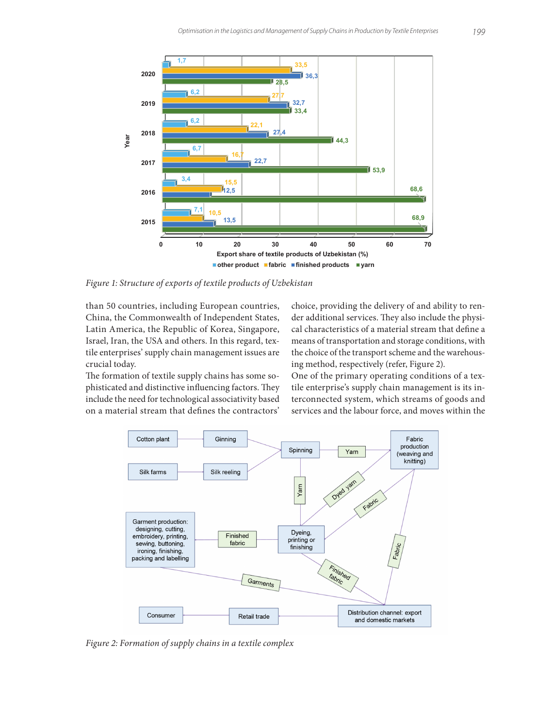Figure 1: Structure of exports of textile products of Uzbekistan

than 50 countries, including European countries, China, the Commonwealth of Independent States, Latin America, the Republic of Korea, Singapore, Israel, Iran, the USA and others. In this regard, textile enterprises' supply chain management issues are crucial today.

The formation of textile supply chains has some sophisticated and distinctive influencing factors. They include the need for technological associativity based on a material stream that defines the contractors' choice, providing the delivery of and ability to render additional services. They also include the physical characteristics of a material stream that define a means of transportation and storage conditions, with the choice of the transport scheme and the warehousing method, respectively (refer, Figure 2).

One of the primary operating conditions of a textile enterprise's supply chain management is its interconnected system, which streams of goods and services and the labour force, and moves within the

Figure 2: Formation of supply chains in a textile complex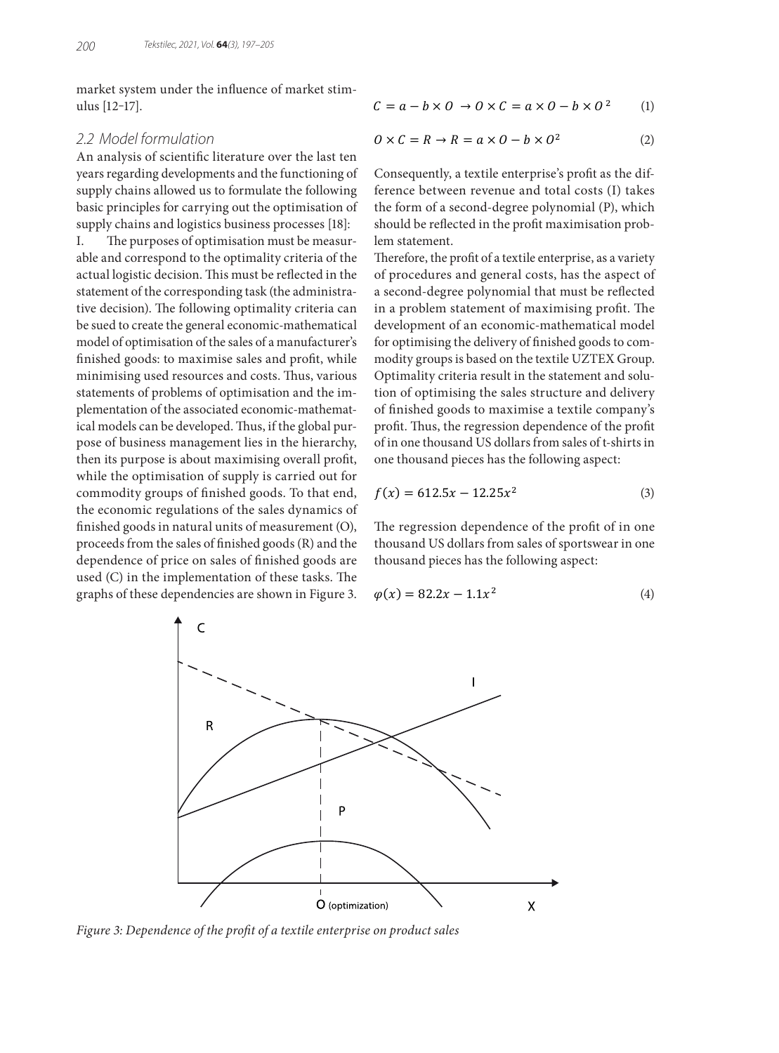market system under the influence of market stimulus [12–17].

### 2.2 Model formulation

An analysis of scientific literature over the last ten years regarding developments and the functioning of supply chains allowed us to formulate the following basic principles for carrying out the optimisation of supply chains and logistics business processes [18]:

I. The purposes of optimisation must be measurable and correspond to the optimality criteria of the actual logistic decision. This must be reflected in the statement of the corresponding task (the administrative decision). The following optimality criteria can be sued to create the general economic-mathematical model of optimisation of the sales of a manufacturer's finished goods: to maximise sales and profit, while minimising used resources and costs. Thus, various statements of problems of optimisation and the implementation of the associated economic-mathematical models can be developed. Thus, if the global purpose of business management lies in the hierarchy, then its purpose is about maximising overall profit, while the optimisation of supply is carried out for commodity groups of finished goods. To that end, the economic regulations of the sales dynamics of finished goods in natural units of measurement (O), proceeds from the sales of finished goods (R) and the dependence of price on sales of finished goods are used (C) in the implementation of these tasks. The graphs of these dependencies are shown in Figure 3.

$$C = a - b \times O \rightarrow O \times C = a \times O - b \times O^2 \qquad (1)$$

$$O \times C = R \rightarrow R = a \times O - b \times O^2 \qquad (2)$$

Consequently, a textile enterprise's profit as the difference between revenue and total costs (I) takes the form of a second-degree polynomial (P), which should be reflected in the profit maximisation problem statement.

Therefore, the profit of a textile enterprise, as a variety of procedures and general costs, has the aspect of a second-degree polynomial that must be reflected in a problem statement of maximising profit. The development of an economic-mathematical model for optimising the delivery of finished goods to commodity groups is based on the textile UZTEX Group. Optimality criteria result in the statement and solution of optimising the sales structure and delivery of finished goods to maximise a textile company's profit. Thus, the regression dependence of the profit of in one thousand US dollars from sales of t-shirts in one thousand pieces has the following aspect:

$$f(x) = 612.5x - 12.25x^2 \qquad (3)$$

The regression dependence of the profit of in one thousand US dollars from sales of sportswear in one thousand pieces has the following aspect:

$$\varphi(x) = 82.2x - 1.1x^2 \qquad (4)$$

*Figure 3: Dependence of the profit of a textile enterprise on product sales*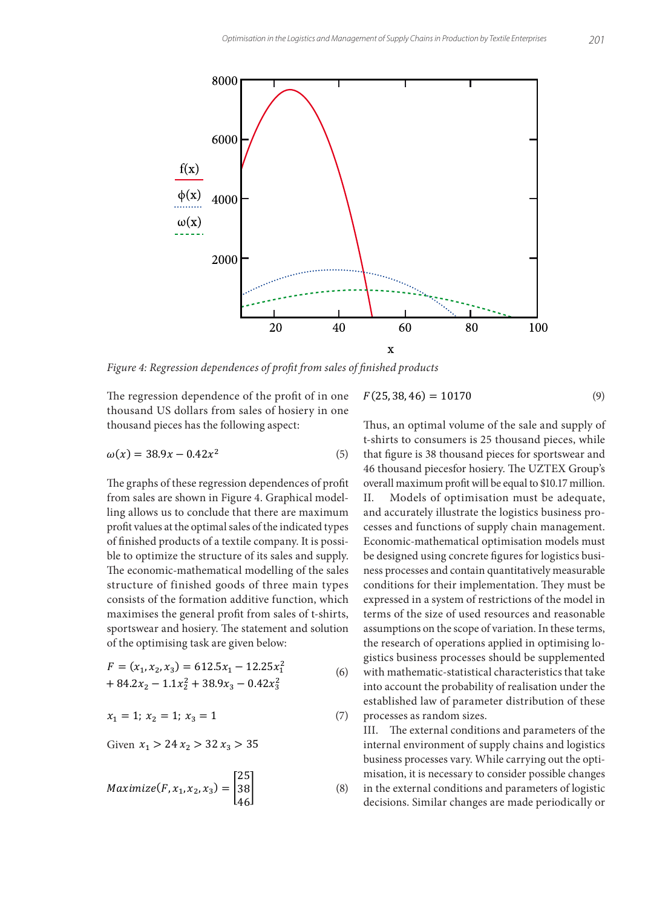*Figure 4: Regression dependences of profit from sales of finished products*

The regression dependence of the profit of in one thousand US dollars from sales of hosiery in one thousand pieces has the following aspect:

$$\omega(x) = 38.9x - 0.42x^2 \quad (5)$$

The graphs of these regression dependences of profit from sales are shown in Figure 4. Graphical modelling allows us to conclude that there are maximum profit values at the optimal sales of the indicated types of finished products of a textile company. It is possible to optimize the structure of its sales and supply. The economic-mathematical modelling of the sales structure of finished goods of three main types consists of the formation additive function, which maximises the general profit from sales of t-shirts, sportswear and hosiery. The statement and solution of the optimising task are given below:

$$F = (x_1, x_2, x_3) = 612.5x_1 - 12.25x_1^2 + 84.2x_2 - 1.1x_2^2 + 38.9x_3 - 0.42x_3^2 \quad (6)$$

$$x_1 = 1;\ x_2 = 1;\ x_3 = 1 \quad (7)$$

Given $x_1 > 24\ x_2 > 32\ x_3 > 35$

$$Maximize(F, x_1, x_2, x_3) = \begin{bmatrix} 25 \\ 38 \\ 46 \end{bmatrix} \quad (8)$$

$$F(25, 38, 46) = 10170 \quad (9)$$

Thus, an optimal volume of the sale and supply of t-shirts to consumers is 25 thousand pieces, while that figure is 38 thousand pieces for sportswear and 46 thousand piecesfor hosiery. The UZTEX Group's overall maximum profit will be equal to $10.17 million.

II. Models of optimisation must be adequate, and accurately illustrate the logistics business processes and functions of supply chain management. Economic-mathematical optimisation models must be designed using concrete figures for logistics business processes and contain quantitatively measurable conditions for their implementation. They must be expressed in a system of restrictions of the model in terms of the size of used resources and reasonable assumptions on the scope of variation. In these terms, the research of operations applied in optimising logistics business processes should be supplemented with mathematic-statistical characteristics that take into account the probability of realisation under the established law of parameter distribution of these processes as random sizes.

III. The external conditions and parameters of the internal environment of supply chains and logistics business processes vary. While carrying out the optimisation, it is necessary to consider possible changes in the external conditions and parameters of logistic decisions. Similar changes are made periodically or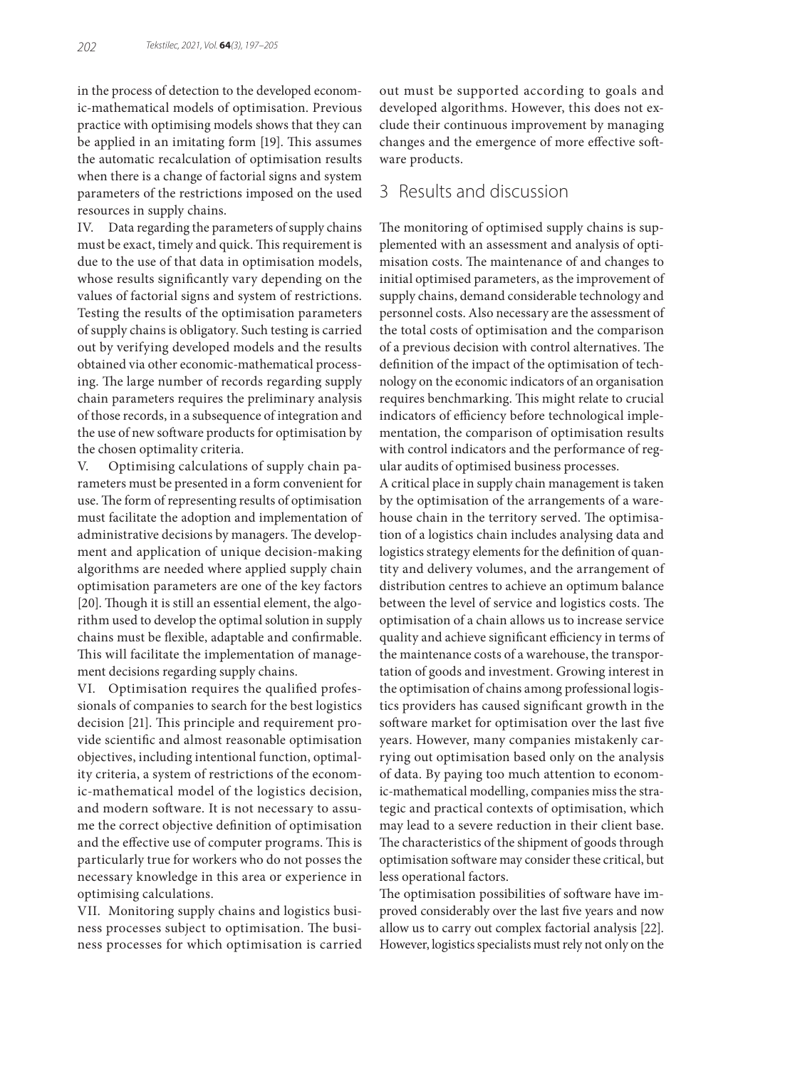in the process of detection to the developed economic-mathematical models of optimisation. Previous practice with optimising models shows that they can be applied in an imitating form [19]. This assumes the automatic recalculation of optimisation results when there is a change of factorial signs and system parameters of the restrictions imposed on the used resources in supply chains.

IV. Data regarding the parameters of supply chains must be exact, timely and quick. This requirement is due to the use of that data in optimisation models, whose results significantly vary depending on the values of factorial signs and system of restrictions. Testing the results of the optimisation parameters of supply chains is obligatory. Such testing is carried out by verifying developed models and the results obtained via other economic-mathematical processing. The large number of records regarding supply chain parameters requires the preliminary analysis of those records, in a subsequence of integration and the use of new software products for optimisation by the chosen optimality criteria.

V. Optimising calculations of supply chain parameters must be presented in a form convenient for use. The form of representing results of optimisation must facilitate the adoption and implementation of administrative decisions by managers. The development and application of unique decision-making algorithms are needed where applied supply chain optimisation parameters are one of the key factors [20]. Though it is still an essential element, the algorithm used to develop the optimal solution in supply chains must be flexible, adaptable and confirmable. This will facilitate the implementation of management decisions regarding supply chains.

VI. Optimisation requires the qualified professionals of companies to search for the best logistics decision [21]. This principle and requirement provide scientific and almost reasonable optimisation objectives, including intentional function, optimality criteria, a system of restrictions of the economic-mathematical model of the logistics decision, and modern software. It is not necessary to assume the correct objective definition of optimisation and the effective use of computer programs. This is particularly true for workers who do not posses the necessary knowledge in this area or experience in optimising calculations.

VII. Monitoring supply chains and logistics business processes subject to optimisation. The business processes for which optimisation is carried out must be supported according to goals and developed algorithms. However, this does not exclude their continuous improvement by managing changes and the emergence of more effective software products.

## 3 Results and discussion

The monitoring of optimised supply chains is supplemented with an assessment and analysis of optimisation costs. The maintenance of and changes to initial optimised parameters, as the improvement of supply chains, demand considerable technology and personnel costs. Also necessary are the assessment of the total costs of optimisation and the comparison of a previous decision with control alternatives. The definition of the impact of the optimisation of technology on the economic indicators of an organisation requires benchmarking. This might relate to crucial indicators of efficiency before technological implementation, the comparison of optimisation results with control indicators and the performance of regular audits of optimised business processes.

A critical place in supply chain management is taken by the optimisation of the arrangements of a warehouse chain in the territory served. The optimisation of a logistics chain includes analysing data and logistics strategy elements for the definition of quantity and delivery volumes, and the arrangement of distribution centres to achieve an optimum balance between the level of service and logistics costs. The optimisation of a chain allows us to increase service quality and achieve significant efficiency in terms of the maintenance costs of a warehouse, the transportation of goods and investment. Growing interest in the optimisation of chains among professional logistics providers has caused significant growth in the software market for optimisation over the last five years. However, many companies mistakenly carrying out optimisation based only on the analysis of data. By paying too much attention to economic-mathematical modelling, companies miss the strategic and practical contexts of optimisation, which may lead to a severe reduction in their client base. The characteristics of the shipment of goods through optimisation software may consider these critical, but less operational factors.

The optimisation possibilities of software have improved considerably over the last five years and now allow us to carry out complex factorial analysis [22]. However, logistics specialists must rely not only on the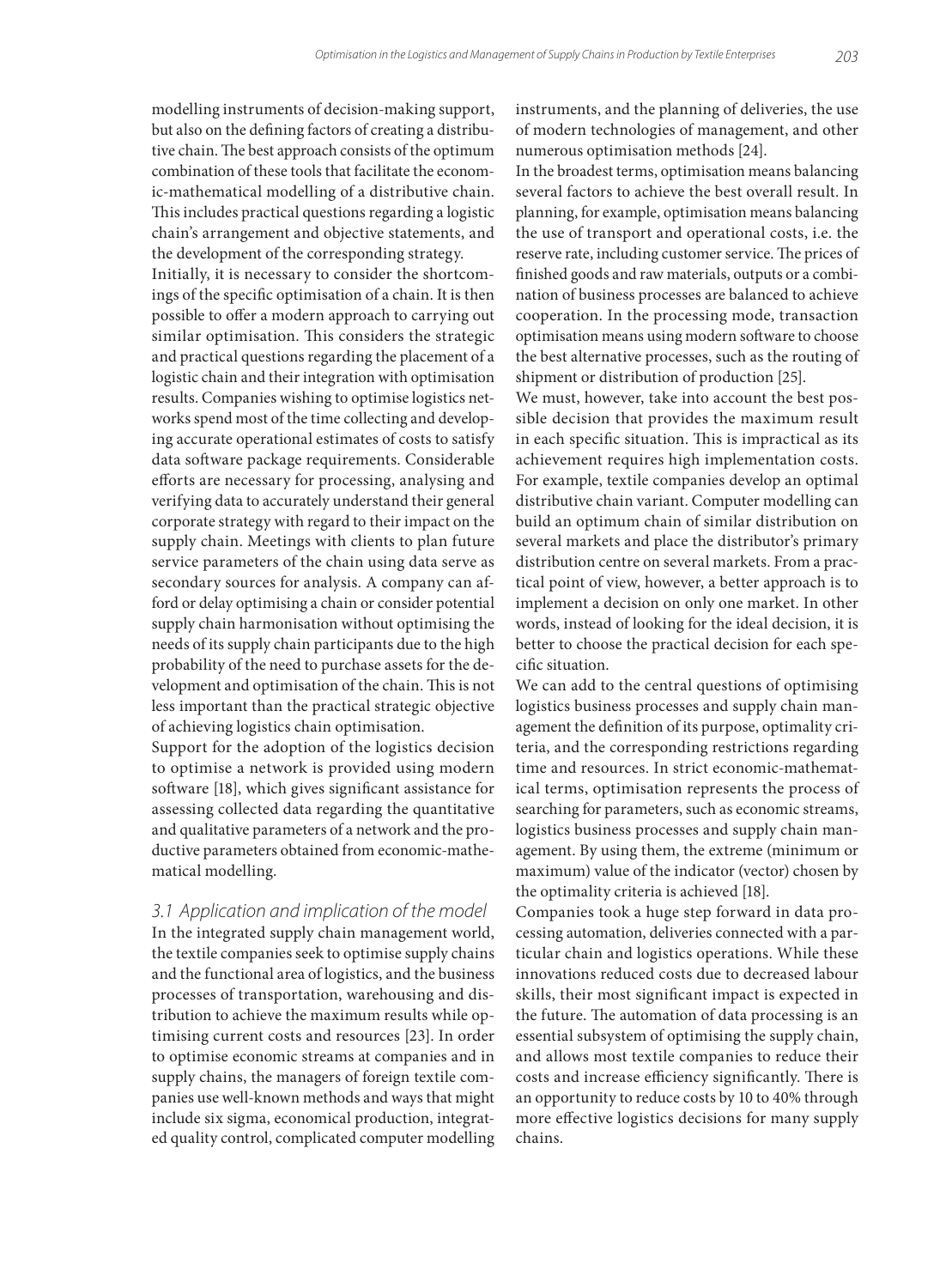modelling instruments of decision-making support, but also on the defining factors of creating a distributive chain. The best approach consists of the optimum combination of these tools that facilitate the economic-mathematical modelling of a distributive chain. This includes practical questions regarding a logistic chain's arrangement and objective statements, and the development of the corresponding strategy.

Initially, it is necessary to consider the shortcomings of the specific optimisation of a chain. It is then possible to offer a modern approach to carrying out similar optimisation. This considers the strategic and practical questions regarding the placement of a logistic chain and their integration with optimisation results. Companies wishing to optimise logistics networks spend most of the time collecting and developing accurate operational estimates of costs to satisfy data software package requirements. Considerable efforts are necessary for processing, analysing and verifying data to accurately understand their general corporate strategy with regard to their impact on the supply chain. Meetings with clients to plan future service parameters of the chain using data serve as secondary sources for analysis. A company can afford or delay optimising a chain or consider potential supply chain harmonisation without optimising the needs of its supply chain participants due to the high probability of the need to purchase assets for the development and optimisation of the chain. This is not less important than the practical strategic objective of achieving logistics chain optimisation.

Support for the adoption of the logistics decision to optimise a network is provided using modern software [18], which gives significant assistance for assessing collected data regarding the quantitative and qualitative parameters of a network and the productive parameters obtained from economic-mathematical modelling.

### *3.1 Application and implication of the model*

In the integrated supply chain management world, the textile companies seek to optimise supply chains and the functional area of logistics, and the business processes of transportation, warehousing and distribution to achieve the maximum results while optimising current costs and resources [23]. In order to optimise economic streams at companies and in supply chains, the managers of foreign textile companies use well-known methods and ways that might include six sigma, economical production, integrated quality control, complicated computer modelling instruments, and the planning of deliveries, the use of modern technologies of management, and other numerous optimisation methods [24].

In the broadest terms, optimisation means balancing several factors to achieve the best overall result. In planning, for example, optimisation means balancing the use of transport and operational costs, i.e. the reserve rate, including customer service. The prices of finished goods and raw materials, outputs or a combination of business processes are balanced to achieve cooperation. In the processing mode, transaction optimisation means using modern software to choose the best alternative processes, such as the routing of shipment or distribution of production [25].

We must, however, take into account the best possible decision that provides the maximum result in each specific situation. This is impractical as its achievement requires high implementation costs. For example, textile companies develop an optimal distributive chain variant. Computer modelling can build an optimum chain of similar distribution on several markets and place the distributor's primary distribution centre on several markets. From a practical point of view, however, a better approach is to implement a decision on only one market. In other words, instead of looking for the ideal decision, it is better to choose the practical decision for each specific situation.

We can add to the central questions of optimising logistics business processes and supply chain management the definition of its purpose, optimality criteria, and the corresponding restrictions regarding time and resources. In strict economic-mathematical terms, optimisation represents the process of searching for parameters, such as economic streams, logistics business processes and supply chain management. By using them, the extreme (minimum or maximum) value of the indicator (vector) chosen by the optimality criteria is achieved [18].

Companies took a huge step forward in data processing automation, deliveries connected with a particular chain and logistics operations. While these innovations reduced costs due to decreased labour skills, their most significant impact is expected in the future. The automation of data processing is an essential subsystem of optimising the supply chain, and allows most textile companies to reduce their costs and increase efficiency significantly. There is an opportunity to reduce costs by 10 to 40% through more effective logistics decisions for many supply chains.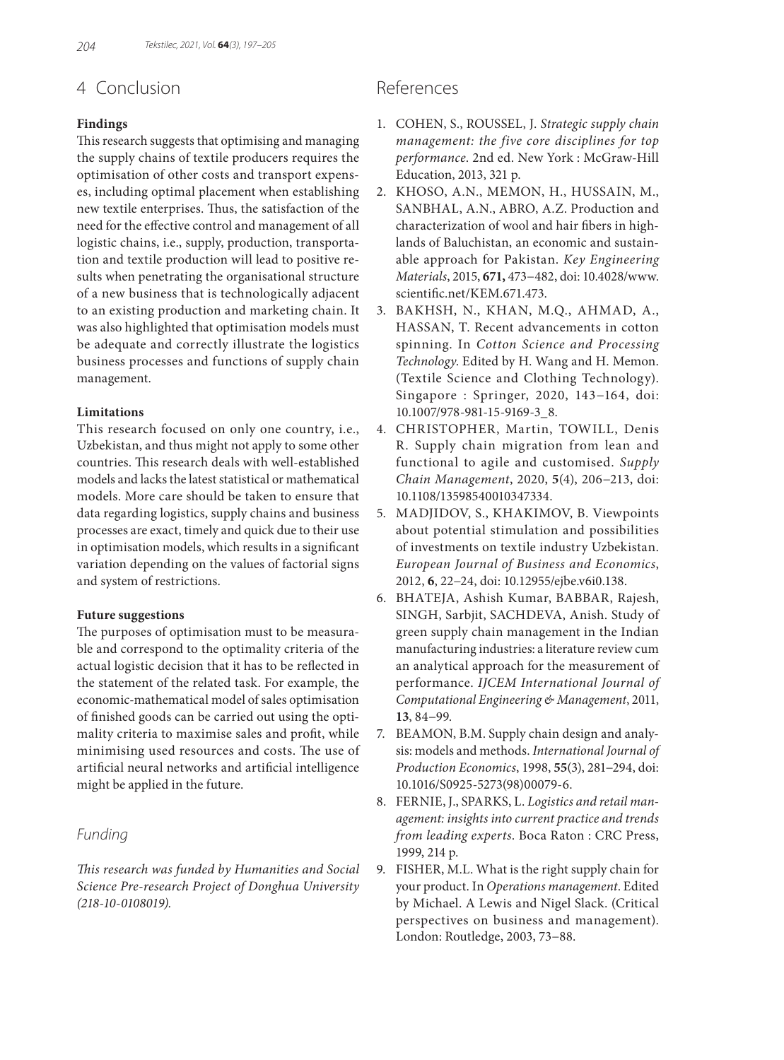## 4 Conclusion

**Findings**

This research suggests that optimising and managing the supply chains of textile producers requires the optimisation of other costs and transport expenses, including optimal placement when establishing new textile enterprises. Thus, the satisfaction of the need for the effective control and management of all logistic chains, i.e., supply, production, transportation and textile production will lead to positive results when penetrating the organisational structure of a new business that is technologically adjacent to an existing production and marketing chain. It was also highlighted that optimisation models must be adequate and correctly illustrate the logistics business processes and functions of supply chain management.

**Limitations**

This research focused on only one country, i.e., Uzbekistan, and thus might not apply to some other countries. This research deals with well-established models and lacks the latest statistical or mathematical models. More care should be taken to ensure that data regarding logistics, supply chains and business processes are exact, timely and quick due to their use in optimisation models, which results in a significant variation depending on the values of factorial signs and system of restrictions.

**Future suggestions**

The purposes of optimisation must to be measurable and correspond to the optimality criteria of the actual logistic decision that it has to be reflected in the statement of the related task. For example, the economic-mathematical model of sales optimisation of finished goods can be carried out using the optimality criteria to maximise sales and profit, while minimising used resources and costs. The use of artificial neural networks and artificial intelligence might be applied in the future.

### Funding

*This research was funded by Humanities and Social Science Pre-research Project of Donghua University (218-10-0108019).*

## References

1. COHEN, S., ROUSSEL, J. *Strategic supply chain management: the five core disciplines for top performance*. 2nd ed. New York : McGraw-Hill Education, 2013, 321 p.
2. KHOSO, A.N., MEMON, H., HUSSAIN, M., SANBHAL, A.N., ABRO, A.Z. Production and characterization of wool and hair fibers in highlands of Baluchistan, an economic and sustainable approach for Pakistan. *Key Engineering Materials*, 2015, **671,** 473−482, doi: 10.4028/www.scientific.net/KEM.671.473.
3. BAKHSH, N., KHAN, M.Q., AHMAD, A., HASSAN, T. Recent advancements in cotton spinning. In *Cotton Science and Processing Technology*. Edited by H. Wang and H. Memon. (Textile Science and Clothing Technology). Singapore : Springer, 2020, 143−164, doi: 10.1007/978-981-15-9169-3_8.
4. CHRISTOPHER, Martin, TOWILL, Denis R. Supply chain migration from lean and functional to agile and customised. *Supply Chain Management*, 2020, **5**(4), 206−213, doi: 10.1108/13598540010347334.
5. MADJIDOV, S., KHAKIMOV, B. Viewpoints about potential stimulation and possibilities of investments on textile industry Uzbekistan. *European Journal of Business and Economics*, 2012, **6**, 22–24, doi: 10.12955/ejbe.v6i0.138.
6. BHATEJA, Ashish Kumar, BABBAR, Rajesh, SINGH, Sarbjit, SACHDEVA, Anish. Study of green supply chain management in the Indian manufacturing industries: a literature review cum an analytical approach for the measurement of performance. *IJCEM International Journal of Computational Engineering & Management*, 2011, **13**, 84−99.
7. BEAMON, B.M. Supply chain design and analysis: models and methods. *International Journal of Production Economics*, 1998, **55**(3), 281–294, doi: 10.1016/S0925-5273(98)00079-6.
8. FERNIE, J., SPARKS, L. *Logistics and retail management: insights into current practice and trends from leading experts*. Boca Raton : CRC Press, 1999, 214 p.
9. FISHER, M.L. What is the right supply chain for your product. In *Operations management*. Edited by Michael. A Lewis and Nigel Slack. (Critical perspectives on business and management). London: Routledge, 2003, 73−88.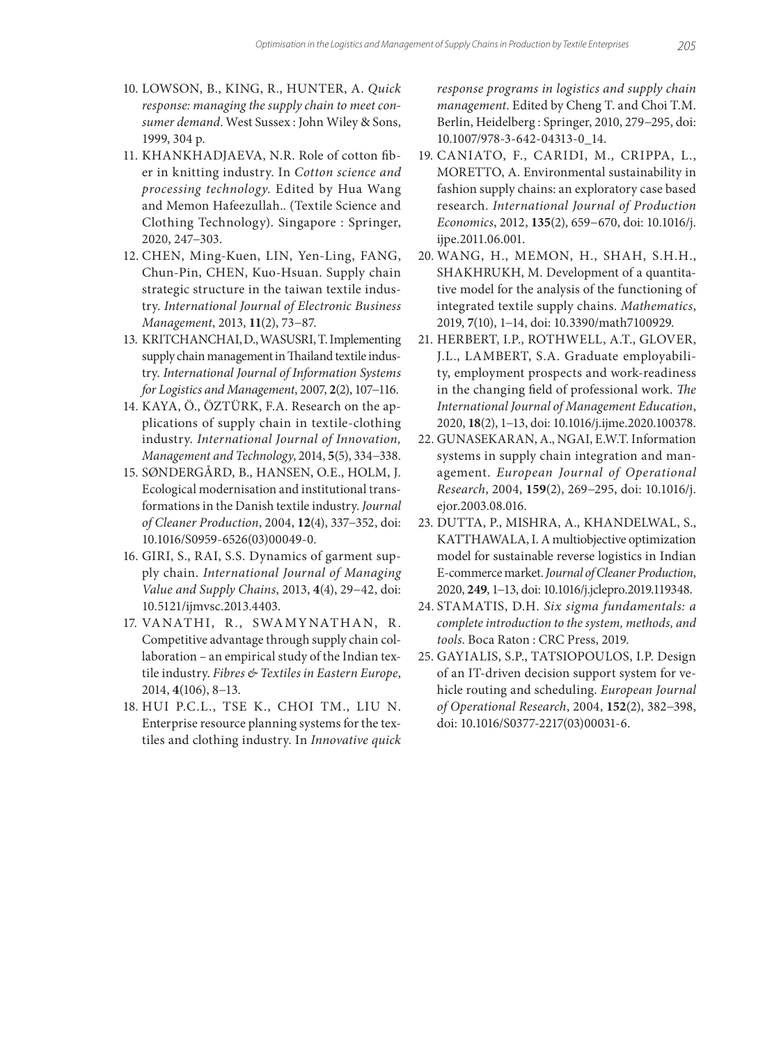10. LOWSON, B., KING, R., HUNTER, A. *Quick response: managing the supply chain to meet consumer demand*. West Sussex : John Wiley & Sons, 1999, 304 p.
11. KHANKHADJAEVA, N.R. Role of cotton fiber in knitting industry. In *Cotton science and processing technology*. Edited by Hua Wang and Memon Hafeezullah.. (Textile Science and Clothing Technology). Singapore : Springer, 2020, 247–303.
12. CHEN, Ming-Kuen, LIN, Yen-Ling, FANG, Chun-Pin, CHEN, Kuo-Hsuan. Supply chain strategic structure in the taiwan textile industry. *International Journal of Electronic Business Management*, 2013, **11**(2), 73–87.
13. KRITCHANCHAI, D., WASUSRI, T. Implementing supply chain management in Thailand textile industry. *International Journal of Information Systems for Logistics and Management*, 2007, **2**(2), 107–116.
14. KAYA, Ö., ÖZTÜRK, F.A. Research on the applications of supply chain in textile-clothing industry. *International Journal of Innovation, Management and Technology*, 2014, **5**(5), 334–338.
15. SØNDERGÅRD, B., HANSEN, O.E., HOLM, J. Ecological modernisation and institutional transformations in the Danish textile industry. *Journal of Cleaner Production*, 2004, **12**(4), 337–352, doi: 10.1016/S0959-6526(03)00049-0.
16. GIRI, S., RAI, S.S. Dynamics of garment supply chain. *International Journal of Managing Value and Supply Chains*, 2013, **4**(4), 29–42, doi: 10.5121/ijmvsc.2013.4403.
17. VANATHI, R., SWAMYNATHAN, R. Competitive advantage through supply chain collaboration – an empirical study of the Indian textile industry. *Fibres & Textiles in Eastern Europe*, 2014, **4**(106), 8–13.
18. HUI P.C.L., TSE K., CHOI TM., LIU N. Enterprise resource planning systems for the textiles and clothing industry. In *Innovative quick response programs in logistics and supply chain management*. Edited by Cheng T. and Choi T.M. Berlin, Heidelberg : Springer, 2010, 279–295, doi: 10.1007/978-3-642-04313-0_14.
19. CANIATO, F., CARIDI, M., CRIPPA, L., MORETTO, A. Environmental sustainability in fashion supply chains: an exploratory case based research. *International Journal of Production Economics*, 2012, **135**(2), 659–670, doi: 10.1016/j.ijpe.2011.06.001.
20. WANG, H., MEMON, H., SHAH, S.H.H., SHAKHRUKH, M. Development of a quantitative model for the analysis of the functioning of integrated textile supply chains. *Mathematics*, 2019, **7**(10), 1–14, doi: 10.3390/math7100929.
21. HERBERT, I.P., ROTHWELL, A.T., GLOVER, J.L., LAMBERT, S.A. Graduate employability, employment prospects and work-readiness in the changing field of professional work. *The International Journal of Management Education*, 2020, **18**(2), 1–13, doi: 10.1016/j.ijme.2020.100378.
22. GUNASEKARAN, A., NGAI, E.W.T. Information systems in supply chain integration and management. *European Journal of Operational Research*, 2004, **159**(2), 269–295, doi: 10.1016/j.ejor.2003.08.016.
23. DUTTA, P., MISHRA, A., KHANDELWAL, S., KATTHAWALA, I. A multiobjective optimization model for sustainable reverse logistics in Indian E-commerce market. *Journal of Cleaner Production*, 2020, **249**, 1–13, doi: 10.1016/j.jclepro.2019.119348.
24. STAMATIS, D.H. *Six sigma fundamentals: a complete introduction to the system, methods, and tools*. Boca Raton : CRC Press, 2019.
25. GAYIALIS, S.P., TATSIOPOULOS, I.P. Design of an IT-driven decision support system for vehicle routing and scheduling. *European Journal of Operational Research*, 2004, **152**(2), 382–398, doi: 10.1016/S0377-2217(03)00031-6.